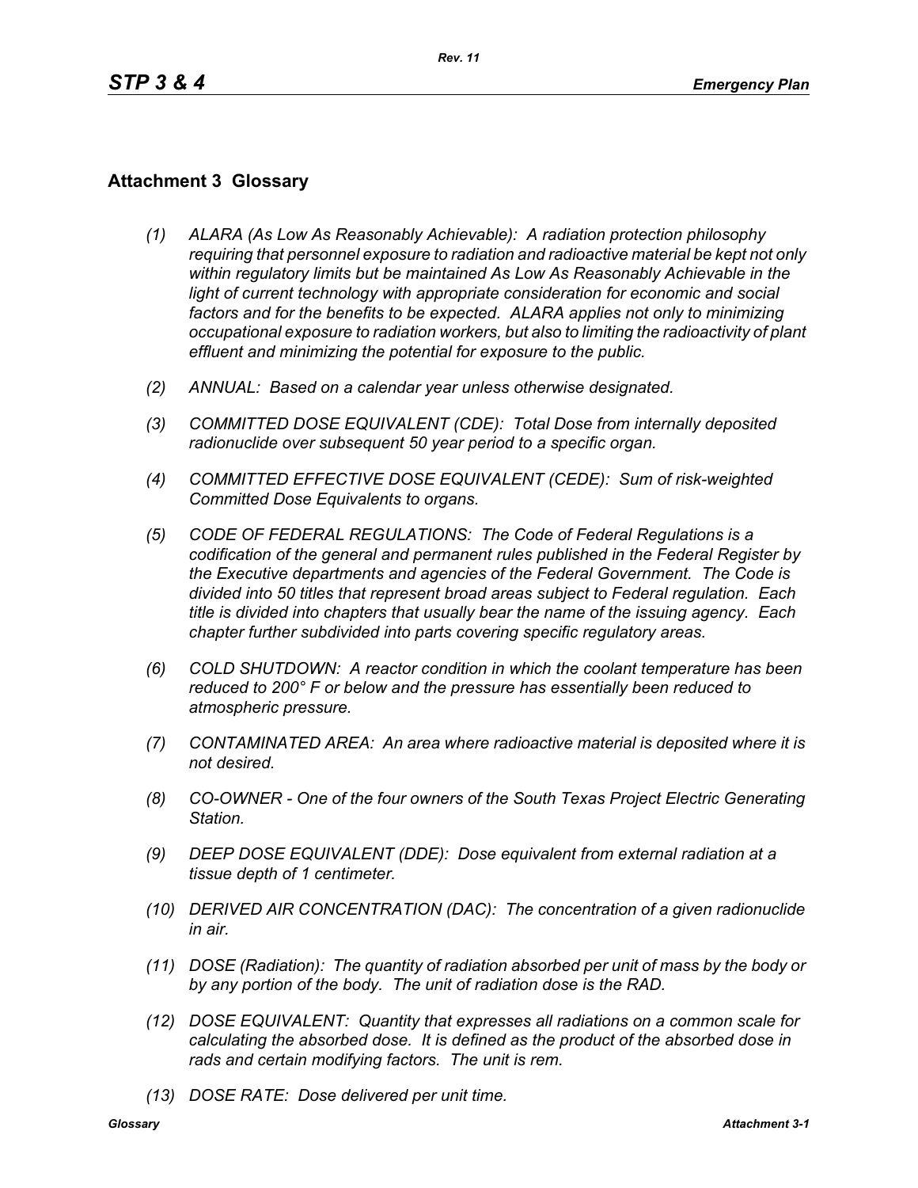## Attachment 3 Glossary

*(1) ALARA (As Low As Reasonably Achievable): A radiation protection philosophy requiring that personnel exposure to radiation and radioactive material be kept not only within regulatory limits but be maintained As Low As Reasonably Achievable in the light of current technology with appropriate consideration for economic and social factors and for the benefits to be expected. ALARA applies not only to minimizing occupational exposure to radiation workers, but also to limiting the radioactivity of plant effluent and minimizing the potential for exposure to the public.*

*(2) ANNUAL: Based on a calendar year unless otherwise designated.*

*(3) COMMITTED DOSE EQUIVALENT (CDE): Total Dose from internally deposited radionuclide over subsequent 50 year period to a specific organ.*

*(4) COMMITTED EFFECTIVE DOSE EQUIVALENT (CEDE): Sum of risk-weighted Committed Dose Equivalents to organs.*

*(5) CODE OF FEDERAL REGULATIONS: The Code of Federal Regulations is a codification of the general and permanent rules published in the Federal Register by the Executive departments and agencies of the Federal Government. The Code is divided into 50 titles that represent broad areas subject to Federal regulation. Each title is divided into chapters that usually bear the name of the issuing agency. Each chapter further subdivided into parts covering specific regulatory areas.*

*(6) COLD SHUTDOWN: A reactor condition in which the coolant temperature has been reduced to 200° F or below and the pressure has essentially been reduced to atmospheric pressure.*

*(7) CONTAMINATED AREA: An area where radioactive material is deposited where it is not desired.*

*(8) CO-OWNER - One of the four owners of the South Texas Project Electric Generating Station.*

*(9) DEEP DOSE EQUIVALENT (DDE): Dose equivalent from external radiation at a tissue depth of 1 centimeter.*

*(10) DERIVED AIR CONCENTRATION (DAC): The concentration of a given radionuclide in air.*

*(11) DOSE (Radiation): The quantity of radiation absorbed per unit of mass by the body or by any portion of the body. The unit of radiation dose is the RAD.*

*(12) DOSE EQUIVALENT: Quantity that expresses all radiations on a common scale for calculating the absorbed dose. It is defined as the product of the absorbed dose in rads and certain modifying factors. The unit is rem.*

*(13) DOSE RATE: Dose delivered per unit time.*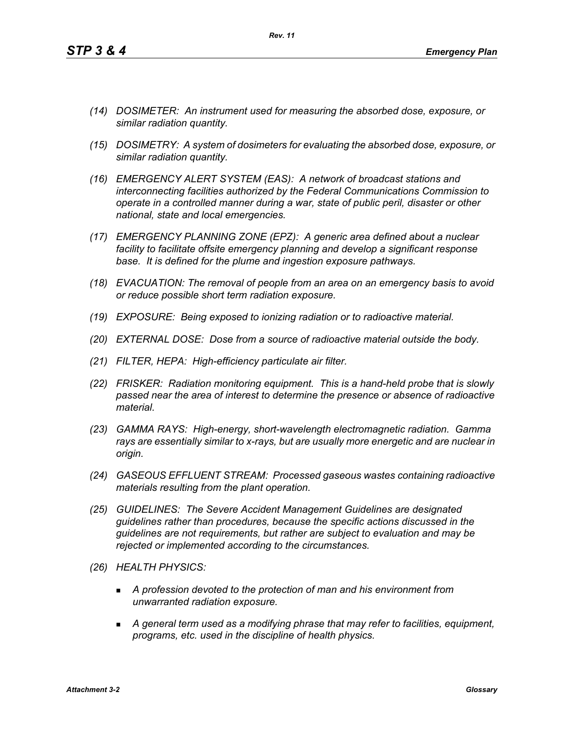*(14) DOSIMETER: An instrument used for measuring the absorbed dose, exposure, or similar radiation quantity.*

*(15) DOSIMETRY: A system of dosimeters for evaluating the absorbed dose, exposure, or similar radiation quantity.*

*(16) EMERGENCY ALERT SYSTEM (EAS): A network of broadcast stations and interconnecting facilities authorized by the Federal Communications Commission to operate in a controlled manner during a war, state of public peril, disaster or other national, state and local emergencies.*

*(17) EMERGENCY PLANNING ZONE (EPZ): A generic area defined about a nuclear facility to facilitate offsite emergency planning and develop a significant response base. It is defined for the plume and ingestion exposure pathways.*

*(18) EVACUATION: The removal of people from an area on an emergency basis to avoid or reduce possible short term radiation exposure.*

*(19) EXPOSURE: Being exposed to ionizing radiation or to radioactive material.*

*(20) EXTERNAL DOSE: Dose from a source of radioactive material outside the body.*

*(21) FILTER, HEPA: High-efficiency particulate air filter.*

*(22) FRISKER: Radiation monitoring equipment. This is a hand-held probe that is slowly passed near the area of interest to determine the presence or absence of radioactive material.*

*(23) GAMMA RAYS: High-energy, short-wavelength electromagnetic radiation. Gamma rays are essentially similar to x-rays, but are usually more energetic and are nuclear in origin.*

*(24) GASEOUS EFFLUENT STREAM: Processed gaseous wastes containing radioactive materials resulting from the plant operation.*

*(25) GUIDELINES: The Severe Accident Management Guidelines are designated guidelines rather than procedures, because the specific actions discussed in the guidelines are not requirements, but rather are subject to evaluation and may be rejected or implemented according to the circumstances.*

*(26) HEALTH PHYSICS:*

- *A profession devoted to the protection of man and his environment from unwarranted radiation exposure.*
- *A general term used as a modifying phrase that may refer to facilities, equipment, programs, etc. used in the discipline of health physics.*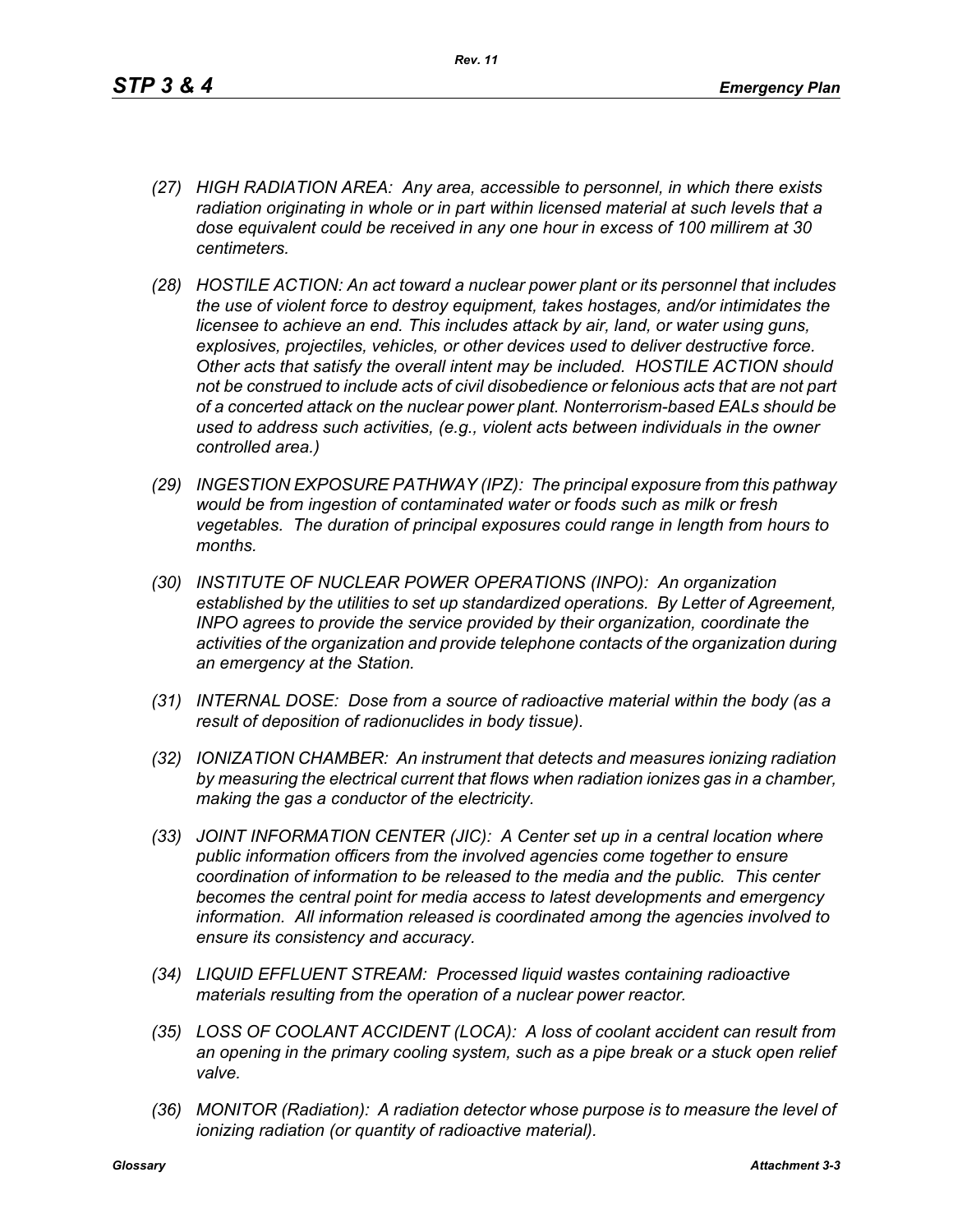*(27) HIGH RADIATION AREA: Any area, accessible to personnel, in which there exists radiation originating in whole or in part within licensed material at such levels that a dose equivalent could be received in any one hour in excess of 100 millirem at 30 centimeters.*

*(28) HOSTILE ACTION: An act toward a nuclear power plant or its personnel that includes the use of violent force to destroy equipment, takes hostages, and/or intimidates the licensee to achieve an end. This includes attack by air, land, or water using guns, explosives, projectiles, vehicles, or other devices used to deliver destructive force. Other acts that satisfy the overall intent may be included. HOSTILE ACTION should not be construed to include acts of civil disobedience or felonious acts that are not part of a concerted attack on the nuclear power plant. Nonterrorism-based EALs should be used to address such activities, (e.g., violent acts between individuals in the owner controlled area.)*

*(29) INGESTION EXPOSURE PATHWAY (IPZ): The principal exposure from this pathway would be from ingestion of contaminated water or foods such as milk or fresh vegetables. The duration of principal exposures could range in length from hours to months.*

*(30) INSTITUTE OF NUCLEAR POWER OPERATIONS (INPO): An organization established by the utilities to set up standardized operations. By Letter of Agreement, INPO agrees to provide the service provided by their organization, coordinate the activities of the organization and provide telephone contacts of the organization during an emergency at the Station.*

*(31) INTERNAL DOSE: Dose from a source of radioactive material within the body (as a result of deposition of radionuclides in body tissue).*

*(32) IONIZATION CHAMBER: An instrument that detects and measures ionizing radiation by measuring the electrical current that flows when radiation ionizes gas in a chamber, making the gas a conductor of the electricity.*

*(33) JOINT INFORMATION CENTER (JIC): A Center set up in a central location where public information officers from the involved agencies come together to ensure coordination of information to be released to the media and the public. This center becomes the central point for media access to latest developments and emergency information. All information released is coordinated among the agencies involved to ensure its consistency and accuracy.*

*(34) LIQUID EFFLUENT STREAM: Processed liquid wastes containing radioactive materials resulting from the operation of a nuclear power reactor.*

*(35) LOSS OF COOLANT ACCIDENT (LOCA): A loss of coolant accident can result from an opening in the primary cooling system, such as a pipe break or a stuck open relief valve.*

*(36) MONITOR (Radiation): A radiation detector whose purpose is to measure the level of ionizing radiation (or quantity of radioactive material).*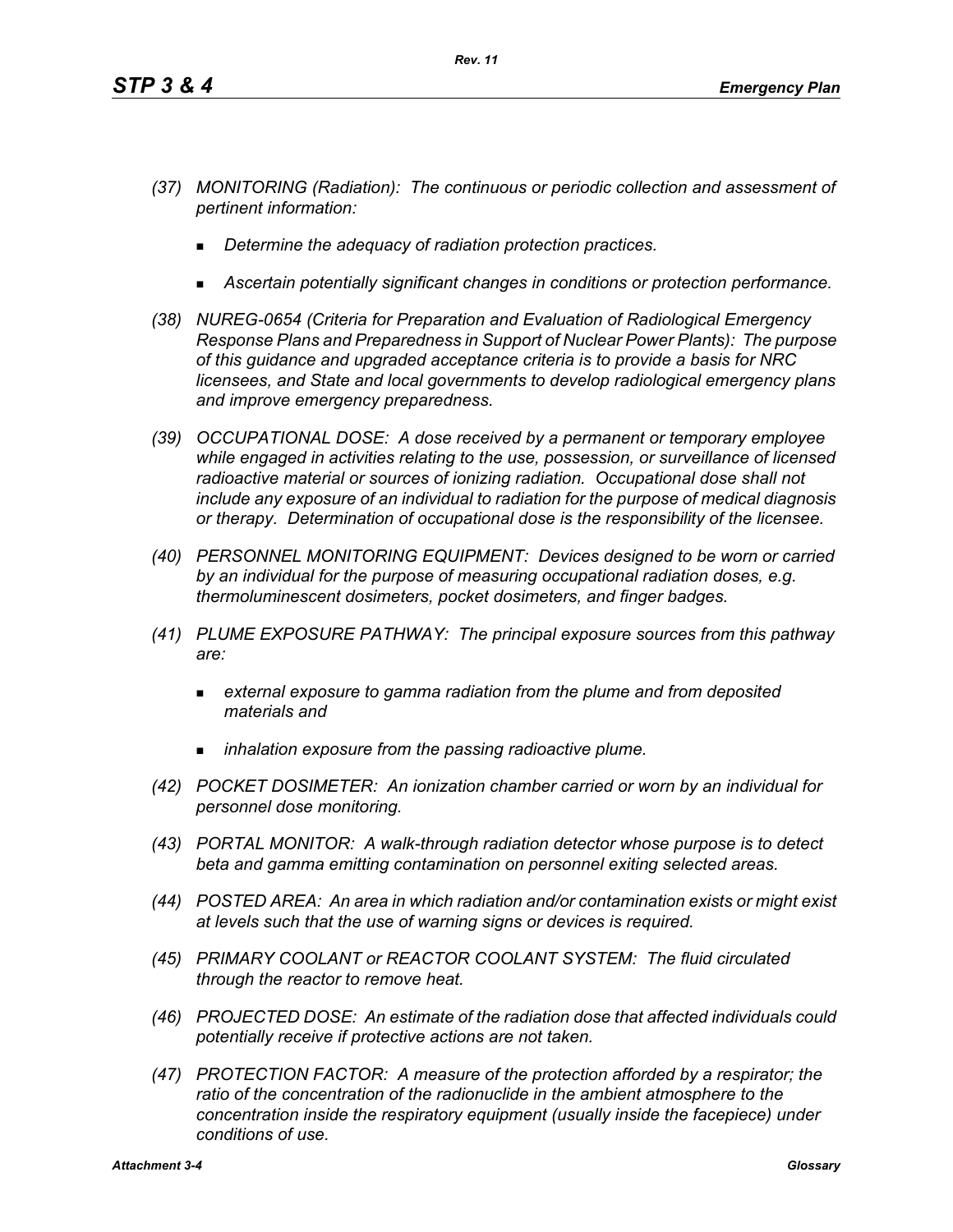*(37) MONITORING (Radiation): The continuous or periodic collection and assessment of pertinent information:*

- *Determine the adequacy of radiation protection practices.*
- *Ascertain potentially significant changes in conditions or protection performance.*

*(38) NUREG-0654 (Criteria for Preparation and Evaluation of Radiological Emergency Response Plans and Preparedness in Support of Nuclear Power Plants): The purpose of this guidance and upgraded acceptance criteria is to provide a basis for NRC licensees, and State and local governments to develop radiological emergency plans and improve emergency preparedness.*

*(39) OCCUPATIONAL DOSE: A dose received by a permanent or temporary employee while engaged in activities relating to the use, possession, or surveillance of licensed radioactive material or sources of ionizing radiation. Occupational dose shall not include any exposure of an individual to radiation for the purpose of medical diagnosis or therapy. Determination of occupational dose is the responsibility of the licensee.*

*(40) PERSONNEL MONITORING EQUIPMENT: Devices designed to be worn or carried by an individual for the purpose of measuring occupational radiation doses, e.g. thermoluminescent dosimeters, pocket dosimeters, and finger badges.*

*(41) PLUME EXPOSURE PATHWAY: The principal exposure sources from this pathway are:*

- *external exposure to gamma radiation from the plume and from deposited materials and*
- *inhalation exposure from the passing radioactive plume.*

*(42) POCKET DOSIMETER: An ionization chamber carried or worn by an individual for personnel dose monitoring.*

*(43) PORTAL MONITOR: A walk-through radiation detector whose purpose is to detect beta and gamma emitting contamination on personnel exiting selected areas.*

*(44) POSTED AREA: An area in which radiation and/or contamination exists or might exist at levels such that the use of warning signs or devices is required.*

*(45) PRIMARY COOLANT or REACTOR COOLANT SYSTEM: The fluid circulated through the reactor to remove heat.*

*(46) PROJECTED DOSE: An estimate of the radiation dose that affected individuals could potentially receive if protective actions are not taken.*

*(47) PROTECTION FACTOR: A measure of the protection afforded by a respirator; the ratio of the concentration of the radionuclide in the ambient atmosphere to the concentration inside the respiratory equipment (usually inside the facepiece) under conditions of use.*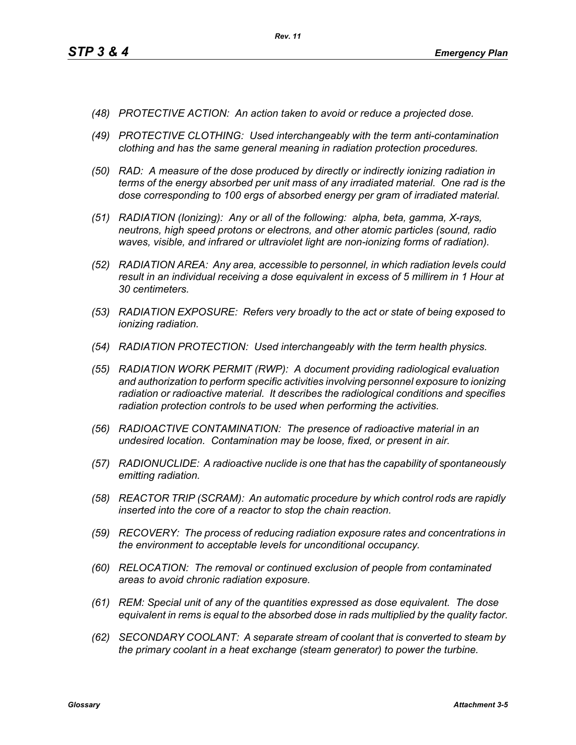- *(48) PROTECTIVE ACTION: An action taken to avoid or reduce a projected dose.*
- *(49) PROTECTIVE CLOTHING: Used interchangeably with the term anti-contamination clothing and has the same general meaning in radiation protection procedures.*
- *(50) RAD: A measure of the dose produced by directly or indirectly ionizing radiation in terms of the energy absorbed per unit mass of any irradiated material. One rad is the dose corresponding to 100 ergs of absorbed energy per gram of irradiated material.*
- *(51) RADIATION (Ionizing): Any or all of the following: alpha, beta, gamma, X-rays, neutrons, high speed protons or electrons, and other atomic particles (sound, radio waves, visible, and infrared or ultraviolet light are non-ionizing forms of radiation).*
- *(52) RADIATION AREA: Any area, accessible to personnel, in which radiation levels could result in an individual receiving a dose equivalent in excess of 5 millirem in 1 Hour at 30 centimeters.*
- *(53) RADIATION EXPOSURE: Refers very broadly to the act or state of being exposed to ionizing radiation.*
- *(54) RADIATION PROTECTION: Used interchangeably with the term health physics.*
- *(55) RADIATION WORK PERMIT (RWP): A document providing radiological evaluation and authorization to perform specific activities involving personnel exposure to ionizing radiation or radioactive material. It describes the radiological conditions and specifies radiation protection controls to be used when performing the activities.*
- *(56) RADIOACTIVE CONTAMINATION: The presence of radioactive material in an undesired location. Contamination may be loose, fixed, or present in air.*
- *(57) RADIONUCLIDE: A radioactive nuclide is one that has the capability of spontaneously emitting radiation.*
- *(58) REACTOR TRIP (SCRAM): An automatic procedure by which control rods are rapidly inserted into the core of a reactor to stop the chain reaction.*
- *(59) RECOVERY: The process of reducing radiation exposure rates and concentrations in the environment to acceptable levels for unconditional occupancy.*
- *(60) RELOCATION: The removal or continued exclusion of people from contaminated areas to avoid chronic radiation exposure.*
- *(61) REM: Special unit of any of the quantities expressed as dose equivalent. The dose equivalent in rems is equal to the absorbed dose in rads multiplied by the quality factor.*
- *(62) SECONDARY COOLANT: A separate stream of coolant that is converted to steam by the primary coolant in a heat exchange (steam generator) to power the turbine.*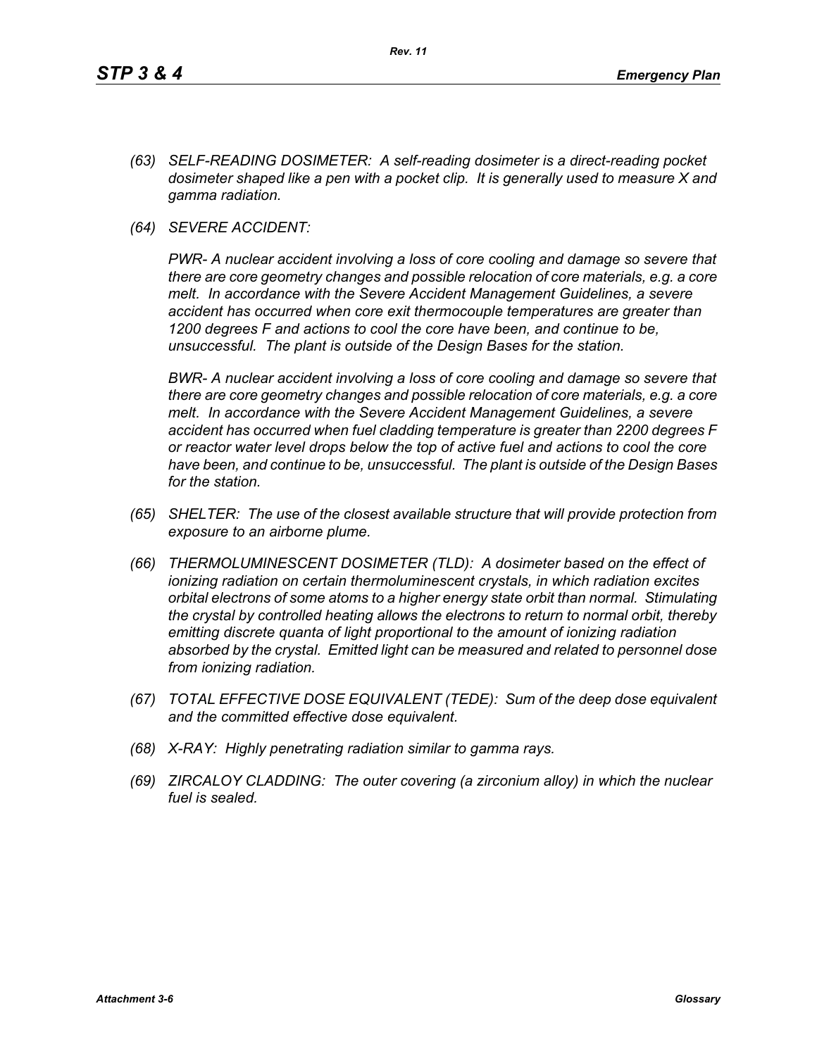*(63) SELF-READING DOSIMETER: A self-reading dosimeter is a direct-reading pocket dosimeter shaped like a pen with a pocket clip. It is generally used to measure X and gamma radiation.*

*(64) SEVERE ACCIDENT:*

*PWR- A nuclear accident involving a loss of core cooling and damage so severe that there are core geometry changes and possible relocation of core materials, e.g. a core melt. In accordance with the Severe Accident Management Guidelines, a severe accident has occurred when core exit thermocouple temperatures are greater than 1200 degrees F and actions to cool the core have been, and continue to be, unsuccessful. The plant is outside of the Design Bases for the station.*

*BWR- A nuclear accident involving a loss of core cooling and damage so severe that there are core geometry changes and possible relocation of core materials, e.g. a core melt. In accordance with the Severe Accident Management Guidelines, a severe accident has occurred when fuel cladding temperature is greater than 2200 degrees F or reactor water level drops below the top of active fuel and actions to cool the core have been, and continue to be, unsuccessful. The plant is outside of the Design Bases for the station.*

*(65) SHELTER: The use of the closest available structure that will provide protection from exposure to an airborne plume.*

*(66) THERMOLUMINESCENT DOSIMETER (TLD): A dosimeter based on the effect of ionizing radiation on certain thermoluminescent crystals, in which radiation excites orbital electrons of some atoms to a higher energy state orbit than normal. Stimulating the crystal by controlled heating allows the electrons to return to normal orbit, thereby emitting discrete quanta of light proportional to the amount of ionizing radiation absorbed by the crystal. Emitted light can be measured and related to personnel dose from ionizing radiation.*

*(67) TOTAL EFFECTIVE DOSE EQUIVALENT (TEDE): Sum of the deep dose equivalent and the committed effective dose equivalent.*

*(68) X-RAY: Highly penetrating radiation similar to gamma rays.*

*(69) ZIRCALOY CLADDING: The outer covering (a zirconium alloy) in which the nuclear fuel is sealed.*